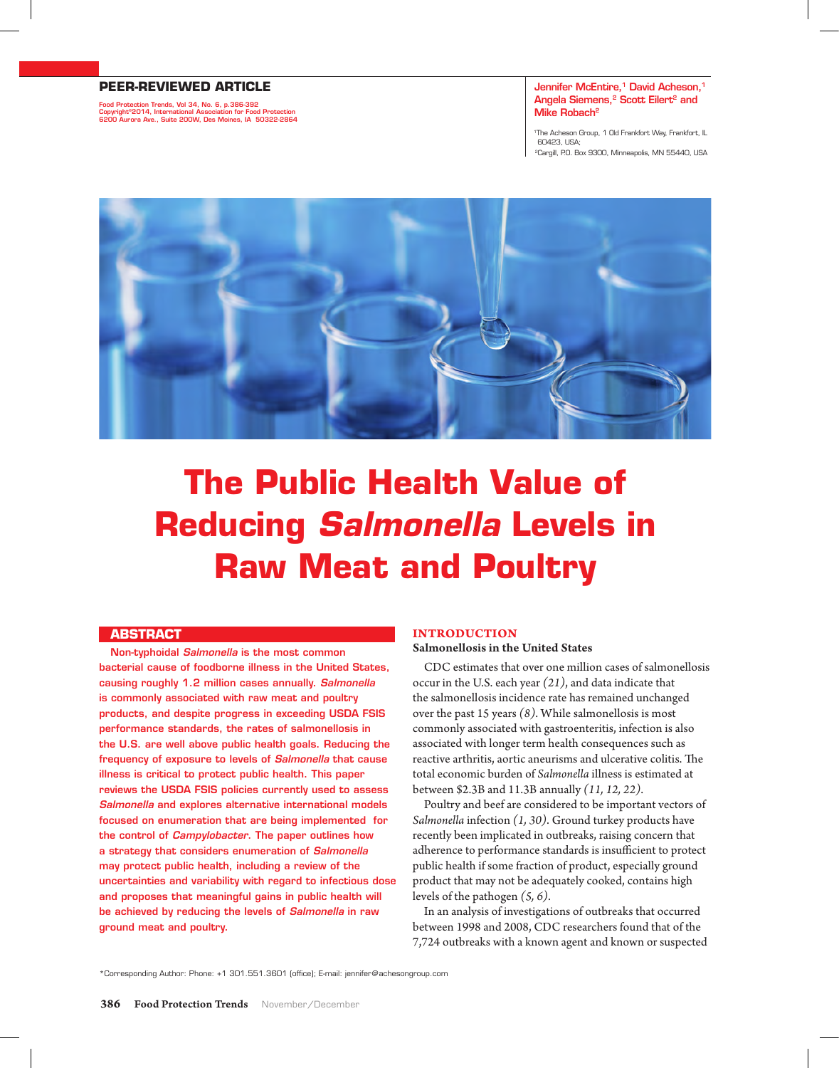PEER-REVIEWED ARTICLE

Jennifer McEntire,[1] David Acheson,[1] Angela Siemens,[2] Scott Eilert[2] and Mike Robach[2]

[1]The Acheson Group, 1 Old Frankfort Way, Frankfort, IL 60423, USA;
[2]Cargill, P.O. Box 9300, Minneapolis, MN 55440, USA

# The Public Health Value of Reducing *Salmonella* Levels in Raw Meat and Poultry

## ABSTRACT

Non-typhoidal *Salmonella* is the most common bacterial cause of foodborne illness in the United States, causing roughly 1.2 million cases annually. *Salmonella* is commonly associated with raw meat and poultry products, and despite progress in exceeding USDA FSIS performance standards, the rates of salmonellosis in the U.S. are well above public health goals. Reducing the frequency of exposure to levels of *Salmonella* that cause illness is critical to protect public health. This paper reviews the USDA FSIS policies currently used to assess *Salmonella* and explores alternative international models focused on enumeration that are being implemented for the control of *Campylobacter*. The paper outlines how a strategy that considers enumeration of *Salmonella* may protect public health, including a review of the uncertainties and variability with regard to infectious dose and proposes that meaningful gains in public health will be achieved by reducing the levels of *Salmonella* in raw ground meat and poultry.

## INTRODUCTION

### Salmonellosis in the United States

CDC estimates that over one million cases of salmonellosis occur in the U.S. each year *(21)*, and data indicate that the salmonellosis incidence rate has remained unchanged over the past 15 years *(8)*. While salmonellosis is most commonly associated with gastroenteritis, infection is also associated with longer term health consequences such as reactive arthritis, aortic aneurisms and ulcerative colitis. The total economic burden of *Salmonella* illness is estimated at between $2.3B and 11.3B annually *(11, 12, 22)*.

Poultry and beef are considered to be important vectors of *Salmonella* infection *(1, 30)*. Ground turkey products have recently been implicated in outbreaks, raising concern that adherence to performance standards is insufficient to protect public health if some fraction of product, especially ground product that may not be adequately cooked, contains high levels of the pathogen *(5, 6)*.

In an analysis of investigations of outbreaks that occurred between 1998 and 2008, CDC researchers found that of the 7,724 outbreaks with a known agent and known or suspected

*Corresponding Author: Phone: +1 301.551.3601 (office); E-mail: jennifer@achesongroup.com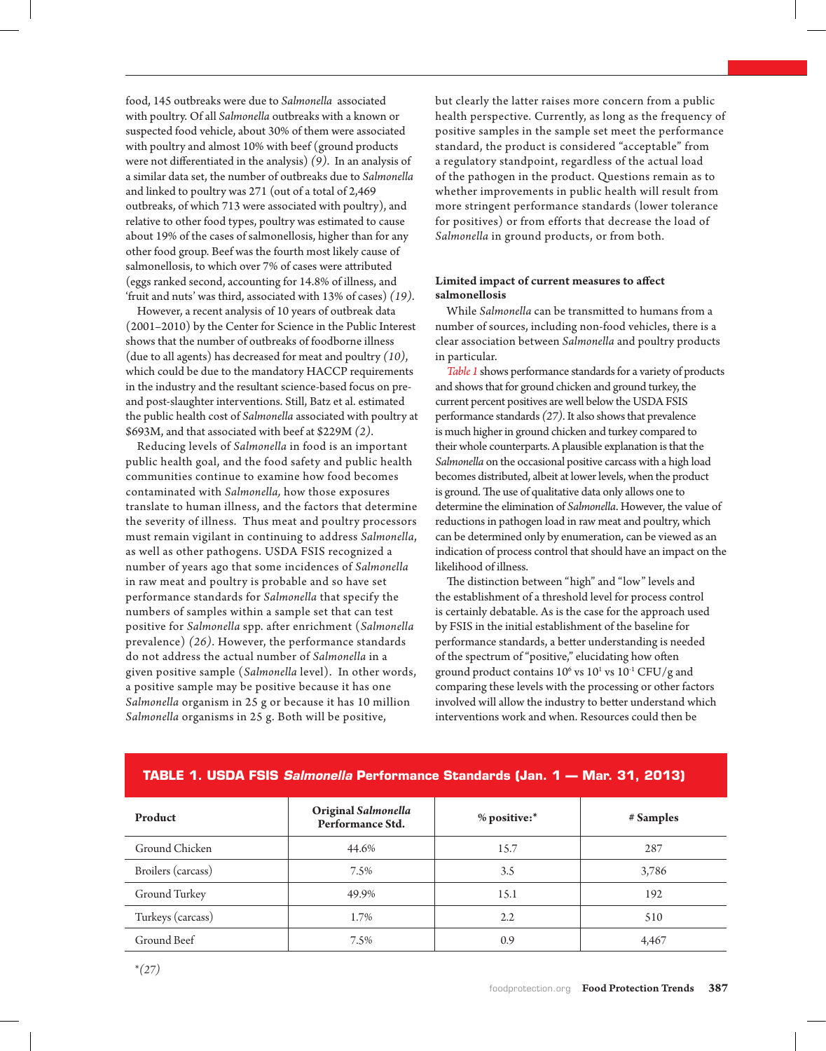food, 145 outbreaks were due to *Salmonella* associated with poultry. Of all *Salmonella* outbreaks with a known or suspected food vehicle, about 30% of them were associated with poultry and almost 10% with beef (ground products were not differentiated in the analysis) *(9)*. In an analysis of a similar data set, the number of outbreaks due to *Salmonella* and linked to poultry was 271 (out of a total of 2,469 outbreaks, of which 713 were associated with poultry), and relative to other food types, poultry was estimated to cause about 19% of the cases of salmonellosis, higher than for any other food group. Beef was the fourth most likely cause of salmonellosis, to which over 7% of cases were attributed (eggs ranked second, accounting for 14.8% of illness, and 'fruit and nuts' was third, associated with 13% of cases) *(19)*.

However, a recent analysis of 10 years of outbreak data (2001–2010) by the Center for Science in the Public Interest shows that the number of outbreaks of foodborne illness (due to all agents) has decreased for meat and poultry *(10)*, which could be due to the mandatory HACCP requirements in the industry and the resultant science-based focus on pre- and post-slaughter interventions. Still, Batz et al. estimated the public health cost of *Salmonella* associated with poultry at \$693M, and that associated with beef at \$229M *(2)*.

Reducing levels of *Salmonella* in food is an important public health goal, and the food safety and public health communities continue to examine how food becomes contaminated with *Salmonella,* how those exposures translate to human illness, and the factors that determine the severity of illness. Thus meat and poultry processors must remain vigilant in continuing to address *Salmonella*, as well as other pathogens. USDA FSIS recognized a number of years ago that some incidences of *Salmonella* in raw meat and poultry is probable and so have set performance standards for *Salmonella* that specify the numbers of samples within a sample set that can test positive for *Salmonella* spp. after enrichment (*Salmonella* prevalence) *(26)*. However, the performance standards do not address the actual number of *Salmonella* in a given positive sample (*Salmonella* level). In other words, a positive sample may be positive because it has one *Salmonella* organism in 25 g or because it has 10 million *Salmonella* organisms in 25 g. Both will be positive, but clearly the latter raises more concern from a public health perspective. Currently, as long as the frequency of positive samples in the sample set meet the performance standard, the product is considered "acceptable" from a regulatory standpoint, regardless of the actual load of the pathogen in the product. Questions remain as to whether improvements in public health will result from more stringent performance standards (lower tolerance for positives) or from efforts that decrease the load of *Salmonella* in ground products, or from both.

**Limited impact of current measures to affect salmonellosis**

While *Salmonella* can be transmitted to humans from a number of sources, including non-food vehicles, there is a clear association between *Salmonella* and poultry products in particular.

*Table 1* shows performance standards for a variety of products and shows that for ground chicken and ground turkey, the current percent positives are well below the USDA FSIS performance standards *(27)*. It also shows that prevalence is much higher in ground chicken and turkey compared to their whole counterparts. A plausible explanation is that the *Salmonella* on the occasional positive carcass with a high load becomes distributed, albeit at lower levels, when the product is ground. The use of qualitative data only allows one to determine the elimination of *Salmonella*. However, the value of reductions in pathogen load in raw meat and poultry, which can be determined only by enumeration, can be viewed as an indication of process control that should have an impact on the likelihood of illness.

The distinction between "high" and "low" levels and the establishment of a threshold level for process control is certainly debatable. As is the case for the approach used by FSIS in the initial establishment of the baseline for performance standards, a better understanding is needed of the spectrum of "positive," elucidating how often ground product contains $10^6$ vs $10^1$ vs $10^{-1}$ CFU/g and comparing these levels with the processing or other factors involved will allow the industry to better understand which interventions work and when. Resources could then be

**TABLE 1. USDA FSIS *Salmonella* Performance Standards (Jan. 1 — Mar. 31, 2013)**

| Product | Original *Salmonella* Performance Std. | % positive:* | # Samples |
|---|---|---|---|
| Ground Chicken | 44.6% | 15.7 | 287 |
| Broilers (carcass) | 7.5% | 3.5 | 3,786 |
| Ground Turkey | 49.9% | 15.1 | 192 |
| Turkeys (carcass) | 1.7% | 2.2 | 510 |
| Ground Beef | 7.5% | 0.9 | 4,467 |

**(27)*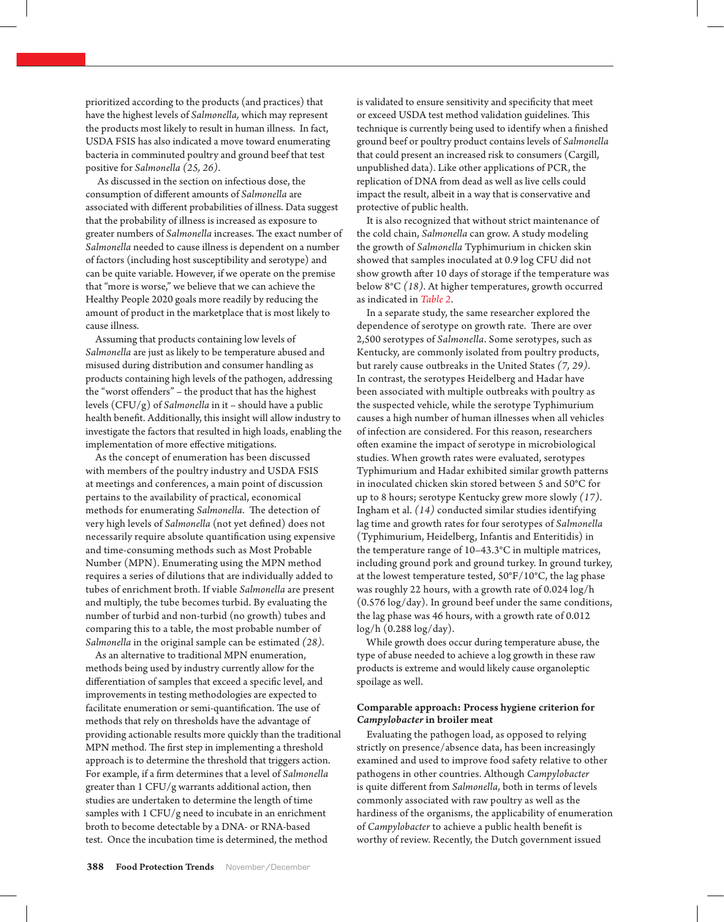prioritized according to the products (and practices) that have the highest levels of *Salmonella,* which may represent the products most likely to result in human illness. In fact, USDA FSIS has also indicated a move toward enumerating bacteria in comminuted poultry and ground beef that test positive for *Salmonella (25, 26)*.

As discussed in the section on infectious dose, the consumption of different amounts of *Salmonella* are associated with different probabilities of illness. Data suggest that the probability of illness is increased as exposure to greater numbers of *Salmonella* increases. The exact number of *Salmonella* needed to cause illness is dependent on a number of factors (including host susceptibility and serotype) and can be quite variable. However, if we operate on the premise that "more is worse," we believe that we can achieve the Healthy People 2020 goals more readily by reducing the amount of product in the marketplace that is most likely to cause illness.

Assuming that products containing low levels of *Salmonella* are just as likely to be temperature abused and misused during distribution and consumer handling as products containing high levels of the pathogen, addressing the "worst offenders" – the product that has the highest levels (CFU/g) of *Salmonella* in it – should have a public health benefit. Additionally, this insight will allow industry to investigate the factors that resulted in high loads, enabling the implementation of more effective mitigations.

As the concept of enumeration has been discussed with members of the poultry industry and USDA FSIS at meetings and conferences, a main point of discussion pertains to the availability of practical, economical methods for enumerating *Salmonella*. The detection of very high levels of *Salmonella* (not yet defined) does not necessarily require absolute quantification using expensive and time-consuming methods such as Most Probable Number (MPN). Enumerating using the MPN method requires a series of dilutions that are individually added to tubes of enrichment broth. If viable *Salmonella* are present and multiply, the tube becomes turbid. By evaluating the number of turbid and non-turbid (no growth) tubes and comparing this to a table, the most probable number of *Salmonella* in the original sample can be estimated *(28)*.

As an alternative to traditional MPN enumeration, methods being used by industry currently allow for the differentiation of samples that exceed a specific level, and improvements in testing methodologies are expected to facilitate enumeration or semi-quantification. The use of methods that rely on thresholds have the advantage of providing actionable results more quickly than the traditional MPN method. The first step in implementing a threshold approach is to determine the threshold that triggers action. For example, if a firm determines that a level of *Salmonella* greater than 1 CFU/g warrants additional action, then studies are undertaken to determine the length of time samples with 1 CFU/g need to incubate in an enrichment broth to become detectable by a DNA- or RNA-based test. Once the incubation time is determined, the method is validated to ensure sensitivity and specificity that meet or exceed USDA test method validation guidelines. This technique is currently being used to identify when a finished ground beef or poultry product contains levels of *Salmonella* that could present an increased risk to consumers (Cargill, unpublished data). Like other applications of PCR, the replication of DNA from dead as well as live cells could impact the result, albeit in a way that is conservative and protective of public health.

It is also recognized that without strict maintenance of the cold chain, *Salmonella* can grow. A study modeling the growth of *Salmonella* Typhimurium in chicken skin showed that samples inoculated at 0.9 log CFU did not show growth after 10 days of storage if the temperature was below 8°C *(18)*. At higher temperatures, growth occurred as indicated in *Table 2*.

In a separate study, the same researcher explored the dependence of serotype on growth rate. There are over 2,500 serotypes of *Salmonella*. Some serotypes, such as Kentucky, are commonly isolated from poultry products, but rarely cause outbreaks in the United States *(7, 29)*. In contrast, the serotypes Heidelberg and Hadar have been associated with multiple outbreaks with poultry as the suspected vehicle, while the serotype Typhimurium causes a high number of human illnesses when all vehicles of infection are considered. For this reason, researchers often examine the impact of serotype in microbiological studies. When growth rates were evaluated, serotypes Typhimurium and Hadar exhibited similar growth patterns in inoculated chicken skin stored between 5 and 50°C for up to 8 hours; serotype Kentucky grew more slowly *(17)*. Ingham et al. *(14)* conducted similar studies identifying lag time and growth rates for four serotypes of *Salmonella* (Typhimurium, Heidelberg, Infantis and Enteritidis) in the temperature range of 10–43.3°C in multiple matrices, including ground pork and ground turkey. In ground turkey, at the lowest temperature tested, 50°F/10°C, the lag phase was roughly 22 hours, with a growth rate of 0.024 log/h (0.576 log/day). In ground beef under the same conditions, the lag phase was 46 hours, with a growth rate of 0.012 log/h (0.288 log/day).

While growth does occur during temperature abuse, the type of abuse needed to achieve a log growth in these raw products is extreme and would likely cause organoleptic spoilage as well.

### Comparable approach: Process hygiene criterion for *Campylobacter* in broiler meat

Evaluating the pathogen load, as opposed to relying strictly on presence/absence data, has been increasingly examined and used to improve food safety relative to other pathogens in other countries. Although *Campylobacter* is quite different from *Salmonella*, both in terms of levels commonly associated with raw poultry as well as the hardiness of the organisms, the applicability of enumeration of *Campylobacter* to achieve a public health benefit is worthy of review. Recently, the Dutch government issued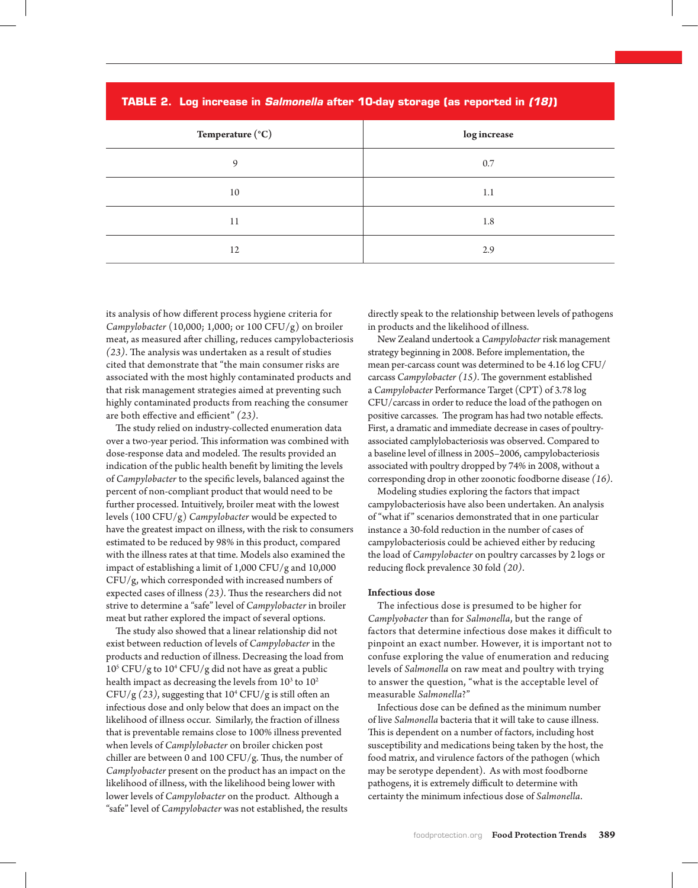**TABLE 2. Log increase in *Salmonella* after 10-day storage (as reported in *(18)*)**

| Temperature (°C) | log increase |
|---|---|
| 9 | 0.7 |
| 10 | 1.1 |
| 11 | 1.8 |
| 12 | 2.9 |

its analysis of how different process hygiene criteria for *Campylobacter* (10,000; 1,000; or 100 CFU/g) on broiler meat, as measured after chilling, reduces campylobacteriosis *(23)*. The analysis was undertaken as a result of studies cited that demonstrate that "the main consumer risks are associated with the most highly contaminated products and that risk management strategies aimed at preventing such highly contaminated products from reaching the consumer are both effective and efficient" *(23)*.

The study relied on industry-collected enumeration data over a two-year period. This information was combined with dose-response data and modeled. The results provided an indication of the public health benefit by limiting the levels of *Campylobacter* to the specific levels, balanced against the percent of non-compliant product that would need to be further processed. Intuitively, broiler meat with the lowest levels (100 CFU/g) *Campylobacter* would be expected to have the greatest impact on illness, with the risk to consumers estimated to be reduced by 98% in this product, compared with the illness rates at that time. Models also examined the impact of establishing a limit of 1,000 CFU/g and 10,000 CFU/g, which corresponded with increased numbers of expected cases of illness *(23)*. Thus the researchers did not strive to determine a "safe" level of *Campylobacter* in broiler meat but rather explored the impact of several options.

The study also showed that a linear relationship did not exist between reduction of levels of *Campylobacter* in the products and reduction of illness. Decreasing the load from $10^5$ CFU/g to $10^4$ CFU/g did not have as great a public health impact as decreasing the levels from $10^3$ to $10^2$ CFU/g *(23)*, suggesting that $10^4$ CFU/g is still often an infectious dose and only below that does an impact on the likelihood of illness occur. Similarly, the fraction of illness that is preventable remains close to 100% illness prevented when levels of *Camplylobacter* on broiler chicken post chiller are between 0 and 100 CFU/g. Thus, the number of *Camplyobacter* present on the product has an impact on the likelihood of illness, with the likelihood being lower with lower levels of *Campylobacter* on the product. Although a "safe" level of *Campylobacter* was not established, the results directly speak to the relationship between levels of pathogens in products and the likelihood of illness.

New Zealand undertook a *Campylobacter* risk management strategy beginning in 2008. Before implementation, the mean per-carcass count was determined to be 4.16 log CFU/carcass *Campylobacter (15)*. The government established a *Campylobacter* Performance Target (CPT) of 3.78 log CFU/carcass in order to reduce the load of the pathogen on positive carcasses. The program has had two notable effects. First, a dramatic and immediate decrease in cases of poultry-associated camplylobacteriosis was observed. Compared to a baseline level of illness in 2005–2006, campylobacteriosis associated with poultry dropped by 74% in 2008, without a corresponding drop in other zoonotic foodborne disease *(16)*.

Modeling studies exploring the factors that impact campylobacteriosis have also been undertaken. An analysis of "what if" scenarios demonstrated that in one particular instance a 30-fold reduction in the number of cases of campylobacteriosis could be achieved either by reducing the load of *Campylobacter* on poultry carcasses by 2 logs or reducing flock prevalence 30 fold *(20)*.

### Infectious dose

The infectious dose is presumed to be higher for *Camplyobacter* than for *Salmonella*, but the range of factors that determine infectious dose makes it difficult to pinpoint an exact number. However, it is important not to confuse exploring the value of enumeration and reducing levels of *Salmonella* on raw meat and poultry with trying to answer the question, "what is the acceptable level of measurable *Salmonella*?"

Infectious dose can be defined as the minimum number of live *Salmonella* bacteria that it will take to cause illness. This is dependent on a number of factors, including host susceptibility and medications being taken by the host, the food matrix, and virulence factors of the pathogen (which may be serotype dependent). As with most foodborne pathogens, it is extremely difficult to determine with certainty the minimum infectious dose of *Salmonella*.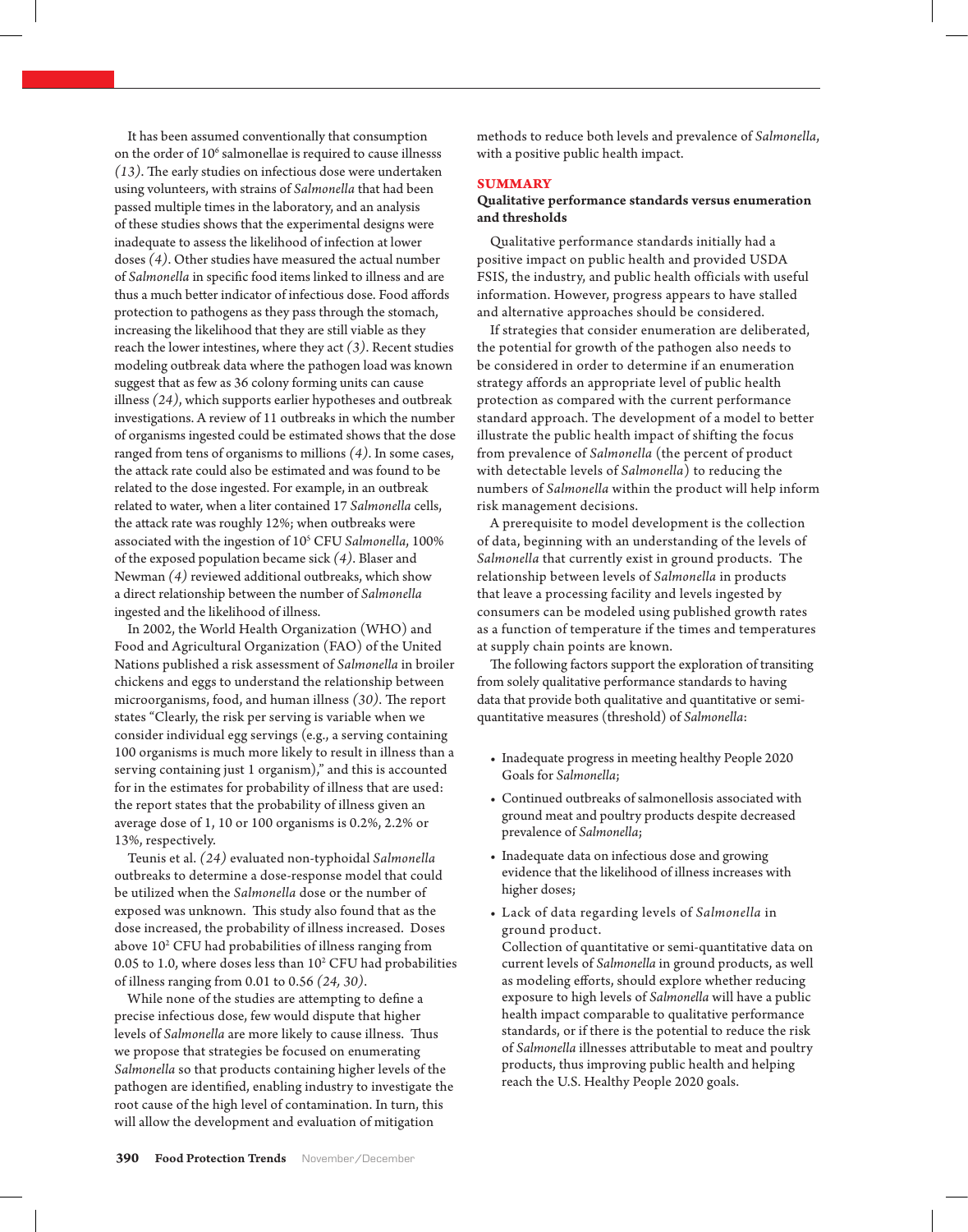It has been assumed conventionally that consumption on the order of $10^6$ salmonellae is required to cause illnesss *(13)*. The early studies on infectious dose were undertaken using volunteers, with strains of *Salmonella* that had been passed multiple times in the laboratory, and an analysis of these studies shows that the experimental designs were inadequate to assess the likelihood of infection at lower doses *(4)*. Other studies have measured the actual number of *Salmonella* in specific food items linked to illness and are thus a much better indicator of infectious dose. Food affords protection to pathogens as they pass through the stomach, increasing the likelihood that they are still viable as they reach the lower intestines, where they act *(3)*. Recent studies modeling outbreak data where the pathogen load was known suggest that as few as 36 colony forming units can cause illness *(24)*, which supports earlier hypotheses and outbreak investigations. A review of 11 outbreaks in which the number of organisms ingested could be estimated shows that the dose ranged from tens of organisms to millions *(4)*. In some cases, the attack rate could also be estimated and was found to be related to the dose ingested. For example, in an outbreak related to water, when a liter contained 17 *Salmonella* cells, the attack rate was roughly 12%; when outbreaks were associated with the ingestion of $10^5$ CFU *Salmonella*, 100% of the exposed population became sick *(4)*. Blaser and Newman *(4)* reviewed additional outbreaks, which show a direct relationship between the number of *Salmonella* ingested and the likelihood of illness.

In 2002, the World Health Organization (WHO) and Food and Agricultural Organization (FAO) of the United Nations published a risk assessment of *Salmonella* in broiler chickens and eggs to understand the relationship between microorganisms, food, and human illness *(30)*. The report states "Clearly, the risk per serving is variable when we consider individual egg servings (e.g., a serving containing 100 organisms is much more likely to result in illness than a serving containing just 1 organism)," and this is accounted for in the estimates for probability of illness that are used: the report states that the probability of illness given an average dose of 1, 10 or 100 organisms is 0.2%, 2.2% or 13%, respectively.

Teunis et al. *(24)* evaluated non-typhoidal *Salmonella* outbreaks to determine a dose-response model that could be utilized when the *Salmonella* dose or the number of exposed was unknown. This study also found that as the dose increased, the probability of illness increased. Doses above $10^2$ CFU had probabilities of illness ranging from 0.05 to 1.0, where doses less than $10^2$ CFU had probabilities of illness ranging from 0.01 to 0.56 *(24, 30)*.

While none of the studies are attempting to define a precise infectious dose, few would dispute that higher levels of *Salmonella* are more likely to cause illness. Thus we propose that strategies be focused on enumerating *Salmonella* so that products containing higher levels of the pathogen are identified, enabling industry to investigate the root cause of the high level of contamination. In turn, this will allow the development and evaluation of mitigation methods to reduce both levels and prevalence of *Salmonella*, with a positive public health impact.

## SUMMARY

### Qualitative performance standards versus enumeration and thresholds

Qualitative performance standards initially had a positive impact on public health and provided USDA FSIS, the industry, and public health officials with useful information. However, progress appears to have stalled and alternative approaches should be considered.

If strategies that consider enumeration are deliberated, the potential for growth of the pathogen also needs to be considered in order to determine if an enumeration strategy affords an appropriate level of public health protection as compared with the current performance standard approach. The development of a model to better illustrate the public health impact of shifting the focus from prevalence of *Salmonella* (the percent of product with detectable levels of *Salmonella*) to reducing the numbers of *Salmonella* within the product will help inform risk management decisions.

A prerequisite to model development is the collection of data, beginning with an understanding of the levels of *Salmonella* that currently exist in ground products. The relationship between levels of *Salmonella* in products that leave a processing facility and levels ingested by consumers can be modeled using published growth rates as a function of temperature if the times and temperatures at supply chain points are known.

The following factors support the exploration of transiting from solely qualitative performance standards to having data that provide both qualitative and quantitative or semi-quantitative measures (threshold) of *Salmonella*:

- Inadequate progress in meeting healthy People 2020 Goals for *Salmonella*;
- Continued outbreaks of salmonellosis associated with ground meat and poultry products despite decreased prevalence of *Salmonella*;
- Inadequate data on infectious dose and growing evidence that the likelihood of illness increases with higher doses;
- Lack of data regarding levels of *Salmonella* in ground product.

  Collection of quantitative or semi-quantitative data on current levels of *Salmonella* in ground products, as well as modeling efforts, should explore whether reducing exposure to high levels of *Salmonella* will have a public health impact comparable to qualitative performance standards, or if there is the potential to reduce the risk of *Salmonella* illnesses attributable to meat and poultry products, thus improving public health and helping reach the U.S. Healthy People 2020 goals.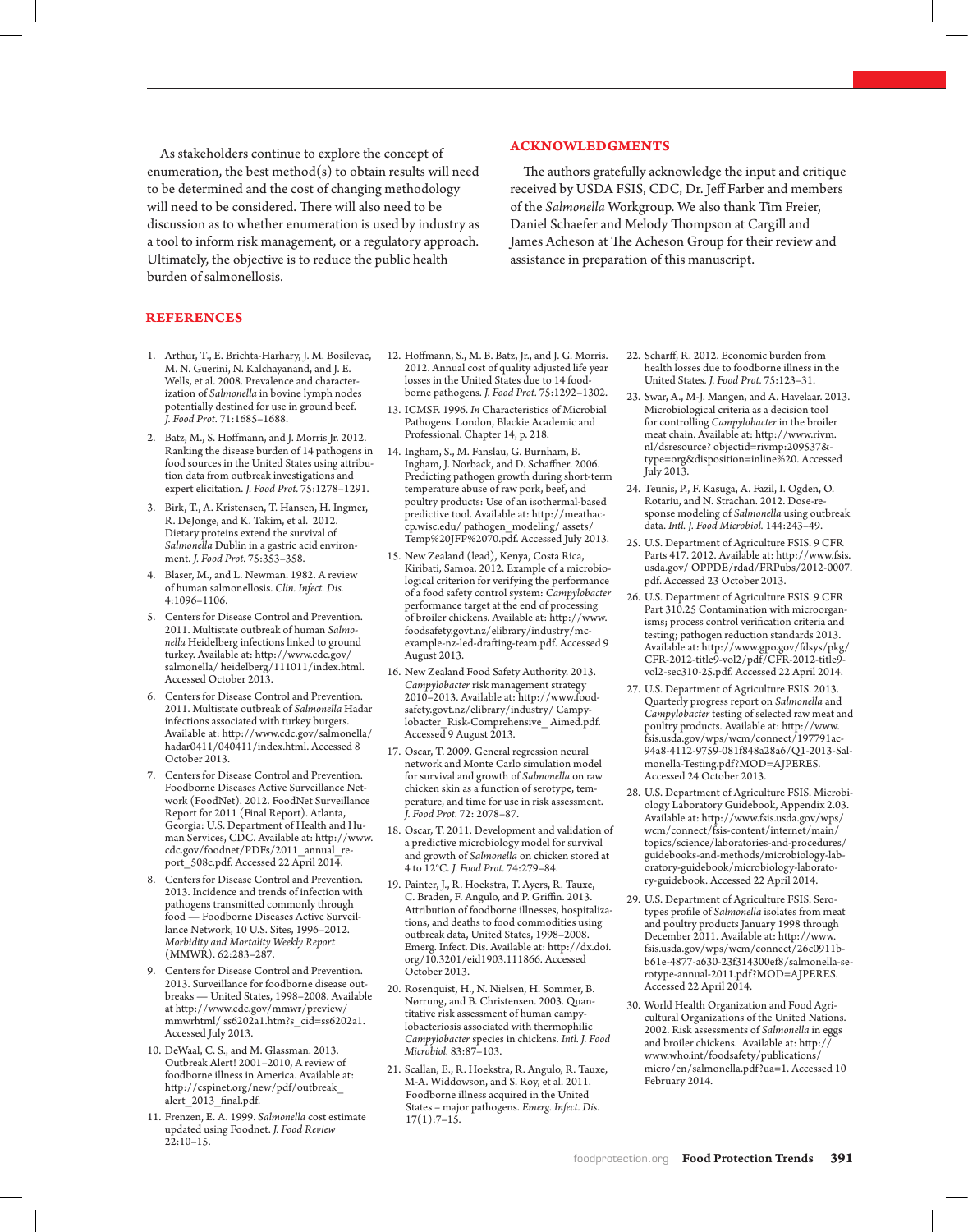As stakeholders continue to explore the concept of enumeration, the best method(s) to obtain results will need to be determined and the cost of changing methodology will need to be considered. There will also need to be discussion as to whether enumeration is used by industry as a tool to inform risk management, or a regulatory approach. Ultimately, the objective is to reduce the public health burden of salmonellosis.

## ACKNOWLEDGMENTS

The authors gratefully acknowledge the input and critique received by USDA FSIS, CDC, Dr. Jeff Farber and members of the *Salmonella* Workgroup. We also thank Tim Freier, Daniel Schaefer and Melody Thompson at Cargill and James Acheson at The Acheson Group for their review and assistance in preparation of this manuscript.

## REFERENCES

1. Arthur, T., E. Brichta-Harhary, J. M. Bosilevac, M. N. Guerini, N. Kalchayanand, and J. E. Wells, et al. 2008. Prevalence and characterization of *Salmonella* in bovine lymph nodes potentially destined for use in ground beef. *J. Food Prot.* 71:1685–1688.
2. Batz, M., S. Hoffmann, and J. Morris Jr. 2012. Ranking the disease burden of 14 pathogens in food sources in the United States using attribution data from outbreak investigations and expert elicitation. *J. Food Prot.* 75:1278–1291.
3. Birk, T., A. Kristensen, T. Hansen, H. Ingmer, R. DeJonge, and K. Takim, et al. 2012. Dietary proteins extend the survival of *Salmonella* Dublin in a gastric acid environment. *J. Food Prot.* 75:353–358.
4. Blaser, M., and L. Newman. 1982. A review of human salmonellosis. *Clin. Infect. Dis.* 4:1096–1106.
5. Centers for Disease Control and Prevention. 2011. Multistate outbreak of human *Salmonella* Heidelberg infections linked to ground turkey. Available at: http://www.cdc.gov/salmonella/ heidelberg/111011/index.html. Accessed October 2013.
6. Centers for Disease Control and Prevention. 2011. Multistate outbreak of *Salmonella* Hadar infections associated with turkey burgers. Available at: http://www.cdc.gov/salmonella/hadar0411/040411/index.html. Accessed 8 October 2013.
7. Centers for Disease Control and Prevention. Foodborne Diseases Active Surveillance Network (FoodNet). 2012. FoodNet Surveillance Report for 2011 (Final Report). Atlanta, Georgia: U.S. Department of Health and Human Services, CDC. Available at: http://www.cdc.gov/foodnet/PDFs/2011_annual_report_508c.pdf. Accessed 22 April 2014.
8. Centers for Disease Control and Prevention. 2013. Incidence and trends of infection with pathogens transmitted commonly through food — Foodborne Diseases Active Surveillance Network, 10 U.S. Sites, 1996–2012. *Morbidity and Mortality Weekly Report* (MMWR). 62:283–287.
9. Centers for Disease Control and Prevention. 2013. Surveillance for foodborne disease outbreaks — United States, 1998–2008. Available at http://www.cdc.gov/mmwr/preview/mmwrhtml/ ss6202a1.htm?s_cid=ss6202a1. Accessed July 2013.
10. DeWaal, C. S., and M. Glassman. 2013. Outbreak Alert! 2001–2010, A review of foodborne illness in America. Available at: http://cspinet.org/new/pdf/outbreak_alert_2013_final.pdf.
11. Frenzen, E. A. 1999. *Salmonella* cost estimate updated using Foodnet. *J. Food Review* 22:10–15.
12. Hoffmann, S., M. B. Batz, Jr., and J. G. Morris. 2012. Annual cost of quality adjusted life year losses in the United States due to 14 foodborne pathogens. *J. Food Prot.* 75:1292–1302.
13. ICMSF. 1996. *In* Characteristics of Microbial Pathogens. London, Blackie Academic and Professional. Chapter 14, p. 218.
14. Ingham, S., M. Fanslau, G. Burnham, B. Ingham, J. Norback, and D. Schaffner. 2006. Predicting pathogen growth during short-term temperature abuse of raw pork, beef, and poultry products: Use of an isothermal-based predictive tool. Available at: http://meathaccp.wisc.edu/ pathogen_modeling/ assets/Temp%20JFP%2070.pdf. Accessed July 2013.
15. New Zealand (lead), Kenya, Costa Rica, Kiribati, Samoa. 2012. Example of a microbiological criterion for verifying the performance of a food safety control system: *Campylobacter* performance target at the end of processing of broiler chickens. Available at: http://www.foodsafety.govt.nz/elibrary/industry/mc-example-nz-led-drafting-team.pdf. Accessed 9 August 2013.
16. New Zealand Food Safety Authority. 2013. *Campylobacter* risk management strategy 2010–2013. Available at: http://www.foodsafety.govt.nz/elibrary/industry/ Campylobacter_Risk-Comprehensive_ Aimed.pdf. Accessed 9 August 2013.
17. Oscar, T. 2009. General regression neural network and Monte Carlo simulation model for survival and growth of *Salmonella* on raw chicken skin as a function of serotype, temperature, and time for use in risk assessment. *J. Food Prot.* 72: 2078–87.
18. Oscar, T. 2011. Development and validation of a predictive microbiology model for survival and growth of *Salmonella* on chicken stored at 4 to 12°C. *J. Food Prot.* 74:279–84.
19. Painter, J., R. Hoekstra, T. Ayers, R. Tauxe, C. Braden, F. Angulo, and P. Griffin. 2013. Attribution of foodborne illnesses, hospitalizations, and deaths to food commodities using outbreak data, United States, 1998–2008. Emerg. Infect. Dis. Available at: http://dx.doi.org/10.3201/eid1903.111866. Accessed October 2013.
20. Rosenquist, H., N. Nielsen, H. Sommer, B. Nørrung, and B. Christensen. 2003. Quantitative risk assessment of human campylobacteriosis associated with thermophilic *Campylobacter* species in chickens. *Intl. J. Food Microbiol.* 83:87–103.
21. Scallan, E., R. Hoekstra, R. Angulo, R. Tauxe, M-A. Widdowson, and S. Roy, et al. 2011. Foodborne illness acquired in the United States – major pathogens. *Emerg. Infect. Dis.* 17(1):7–15.
22. Scharff, R. 2012. Economic burden from health losses due to foodborne illness in the United States. *J. Food Prot.* 75:123–31.
23. Swar, A., M-J. Mangen, and A. Havelaar. 2013. Microbiological criteria as a decision tool for controlling *Campylobacter* in the broiler meat chain. Available at: http://www.rivm.nl/dsresource? objectid=rivmp:209537&type=org&disposition=inline%20. Accessed July 2013.
24. Teunis, P., F. Kasuga, A. Fazil, I. Ogden, O. Rotariu, and N. Strachan. 2012. Dose-response modeling of *Salmonella* using outbreak data. *Intl. J. Food Microbiol.* 144:243–49.
25. U.S. Department of Agriculture FSIS. 9 CFR Parts 417. 2012. Available at: http://www.fsis.usda.gov/ OPPDE/rdad/FRPubs/2012-0007.pdf. Accessed 23 October 2013.
26. U.S. Department of Agriculture FSIS. 9 CFR Part 310.25 Contamination with microorganisms; process control verification criteria and testing; pathogen reduction standards 2013. Available at: http://www.gpo.gov/fdsys/pkg/CFR-2012-title9-vol2/pdf/CFR-2012-title9-vol2-sec310-25.pdf. Accessed 22 April 2014.
27. U.S. Department of Agriculture FSIS. 2013. Quarterly progress report on *Salmonella* and *Campylobacter* testing of selected raw meat and poultry products. Available at: http://www.fsis.usda.gov/wps/wcm/connect/197791ac-94a8-4112-9759-081f848a28a6/Q1-2013-Salmonella-Testing.pdf?MOD=AJPERES. Accessed 24 October 2013.
28. U.S. Department of Agriculture FSIS. Microbiology Laboratory Guidebook, Appendix 2.03. Available at: http://www.fsis.usda.gov/wps/wcm/connect/fsis-content/internet/main/topics/science/laboratories-and-procedures/guidebooks-and-methods/microbiology-laboratory-guidebook/microbiology-laboratory-guidebook. Accessed 22 April 2014.
29. U.S. Department of Agriculture FSIS. Serotypes profile of *Salmonella* isolates from meat and poultry products January 1998 through December 2011. Available at: http://www.fsis.usda.gov/wps/wcm/connect/26c0911b-b61e-4877-a630-23f314300ef8/salmonella-serotype-annual-2011.pdf?MOD=AJPERES. Accessed 22 April 2014.
30. World Health Organization and Food Agricultural Organizations of the United Nations. 2002. Risk assessments of *Salmonella* in eggs and broiler chickens. Available at: http://www.who.int/foodsafety/publications/micro/en/salmonella.pdf?ua=1. Accessed 10 February 2014.